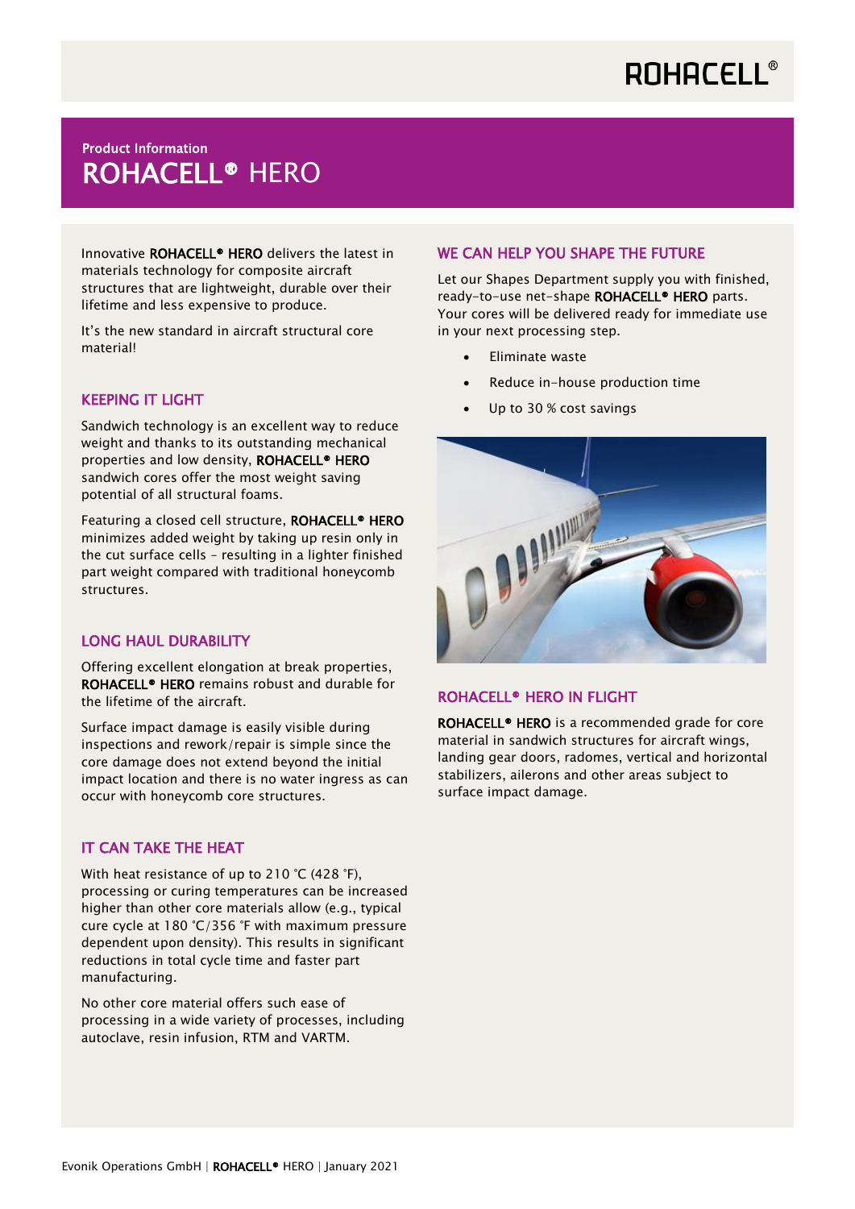Product Information

# ROHACELL® HERO

Innovative **ROHACELL® HERO** delivers the latest in materials technology for composite aircraft structures that are lightweight, durable over their lifetime and less expensive to produce.

It's the new standard in aircraft structural core material!

## KEEPING IT LIGHT

Sandwich technology is an excellent way to reduce weight and thanks to its outstanding mechanical properties and low density, **ROHACELL® HERO** sandwich cores offer the most weight saving potential of all structural foams.

Featuring a closed cell structure, **ROHACELL® HERO** minimizes added weight by taking up resin only in the cut surface cells – resulting in a lighter finished part weight compared with traditional honeycomb structures.

## LONG HAUL DURABILITY

Offering excellent elongation at break properties, **ROHACELL® HERO** remains robust and durable for the lifetime of the aircraft.

Surface impact damage is easily visible during inspections and rework/repair is simple since the core damage does not extend beyond the initial impact location and there is no water ingress as can occur with honeycomb core structures.

## IT CAN TAKE THE HEAT

With heat resistance of up to 210 °C (428 °F), processing or curing temperatures can be increased higher than other core materials allow (e.g., typical cure cycle at 180 °C/356 °F with maximum pressure dependent upon density). This results in significant reductions in total cycle time and faster part manufacturing.

No other core material offers such ease of processing in a wide variety of processes, including autoclave, resin infusion, RTM and VARTM.

## WE CAN HELP YOU SHAPE THE FUTURE

Let our Shapes Department supply you with finished, ready-to-use net-shape **ROHACELL® HERO** parts. Your cores will be delivered ready for immediate use in your next processing step.

- Eliminate waste
- Reduce in-house production time
- Up to 30 % cost savings

## ROHACELL® HERO IN FLIGHT

**ROHACELL® HERO** is a recommended grade for core material in sandwich structures for aircraft wings, landing gear doors, radomes, vertical and horizontal stabilizers, ailerons and other areas subject to surface impact damage.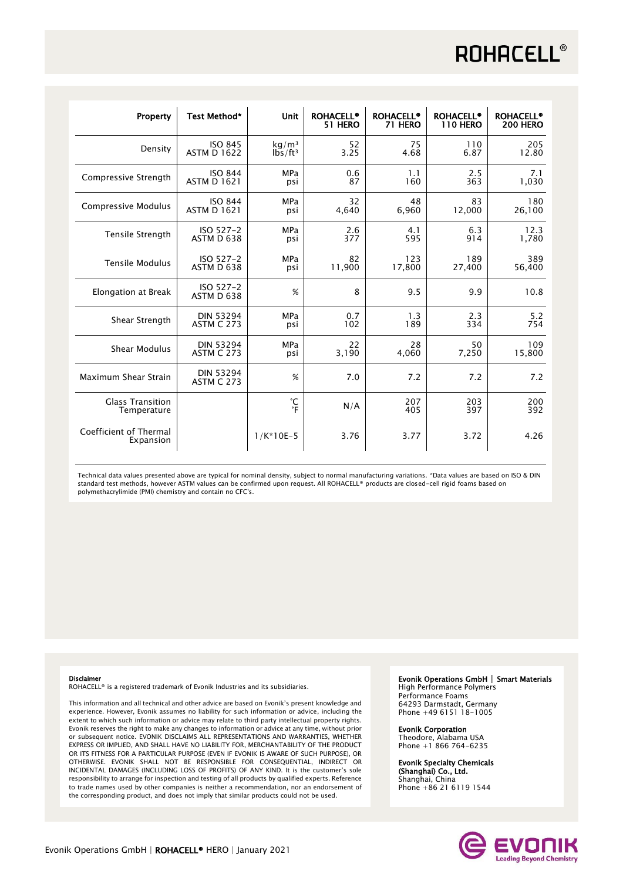ROHACELL®

| Property | Test Method* | Unit | ROHACELL® 51 HERO | ROHACELL® 71 HERO | ROHACELL® 110 HERO | ROHACELL® 200 HERO |
|---|---|---|---|---|---|---|
| Density | ISO 845<br>ASTM D 1622 | $kg/m^3$<br>$lbs/ft^3$ | 52<br>3.25 | 75<br>4.68 | 110<br>6.87 | 205<br>12.80 |
| Compressive Strength | ISO 844<br>ASTM D 1621 | MPa<br>psi | 0.6<br>87 | 1.1<br>160 | 2.5<br>363 | 7.1<br>1,030 |
| Compressive Modulus | ISO 844<br>ASTM D 1621 | MPa<br>psi | 32<br>4,640 | 48<br>6,960 | 83<br>12,000 | 180<br>26,100 |
| Tensile Strength | ISO 527-2<br>ASTM D 638 | MPa<br>psi | 2.6<br>377 | 4.1<br>595 | 6.3<br>914 | 12.3<br>1,780 |
| Tensile Modulus | ISO 527-2<br>ASTM D 638 | MPa<br>psi | 82<br>11,900 | 123<br>17,800 | 189<br>27,400 | 389<br>56,400 |
| Elongation at Break | ISO 527-2<br>ASTM D 638 | % | 8 | 9.5 | 9.9 | 10.8 |
| Shear Strength | DIN 53294<br>ASTM C 273 | MPa<br>psi | 0.7<br>102 | 1.3<br>189 | 2.3<br>334 | 5.2<br>754 |
| Shear Modulus | DIN 53294<br>ASTM C 273 | MPa<br>psi | 22<br>3,190 | 28<br>4,060 | 50<br>7,250 | 109<br>15,800 |
| Maximum Shear Strain | DIN 53294<br>ASTM C 273 | % | 7.0 | 7.2 | 7.2 | 7.2 |
| Glass Transition Temperature | | °C<br>°F | N/A | 207<br>405 | 203<br>397 | 200<br>392 |
| Coefficient of Thermal Expansion | | 1/K*10E-5 | 3.76 | 3.77 | 3.72 | 4.26 |

Technical data values presented above are typical for nominal density, subject to normal manufacturing variations. *Data values are based on ISO & DIN standard test methods, however ASTM values can be confirmed upon request. All ROHACELL® products are closed-cell rigid foams based on polymethacrylimide (PMI) chemistry and contain no CFC's.

**Disclaimer**
ROHACELL® is a registered trademark of Evonik Industries and its subsidiaries.

This information and all technical and other advice are based on Evonik's present knowledge and experience. However, Evonik assumes no liability for such information or advice, including the extent to which such information or advice may relate to third party intellectual property rights. Evonik reserves the right to make any changes to information or advice at any time, without prior or subsequent notice. EVONIK DISCLAIMS ALL REPRESENTATIONS AND WARRANTIES, WHETHER EXPRESS OR IMPLIED, AND SHALL HAVE NO LIABILITY FOR, MERCHANTABILITY OF THE PRODUCT OR ITS FITNESS FOR A PARTICULAR PURPOSE (EVEN IF EVONIK IS AWARE OF SUCH PURPOSE), OR OTHERWISE. EVONIK SHALL NOT BE RESPONSIBLE FOR CONSEQUENTIAL, INDIRECT OR INCIDENTAL DAMAGES (INCLUDING LOSS OF PROFITS) OF ANY KIND. It is the customer's sole responsibility to arrange for inspection and testing of all products by qualified experts. Reference to trade names used by other companies is neither a recommendation, nor an endorsement of the corresponding product, and does not imply that similar products could not be used.

**Evonik Operations GmbH | Smart Materials**
High Performance Polymers
Performance Foams
64293 Darmstadt, Germany
Phone +49 6151 18-1005

**Evonik Corporation**
Theodore, Alabama USA
Phone +1 866 764-6235

**Evonik Specialty Chemicals (Shanghai) Co., Ltd.**
Shanghai, China
Phone +86 21 6119 1544

Evonik Operations GmbH | ROHACELL® HERO | January 2021

EVONIK
Leading Beyond Chemistry